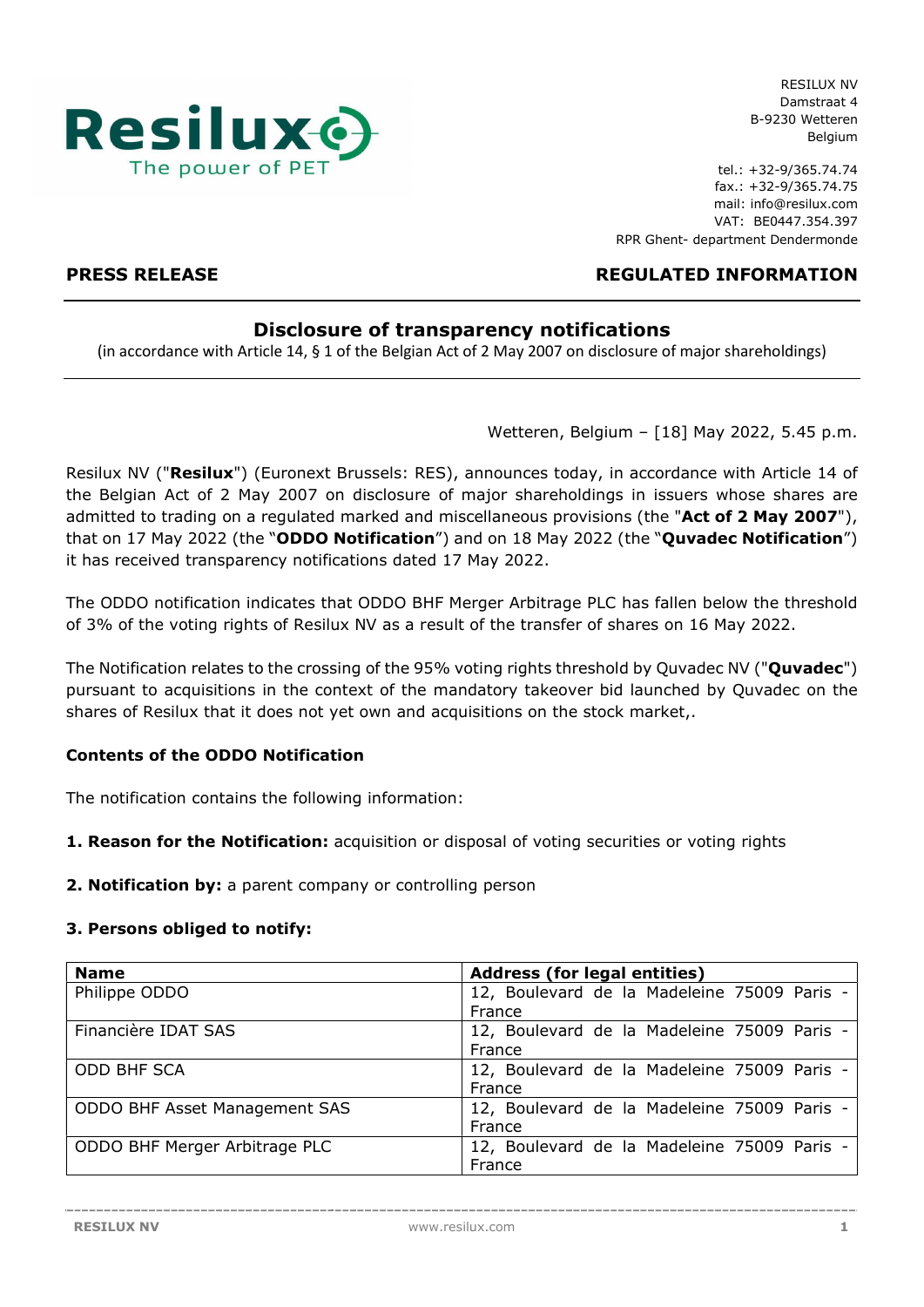RESILUX NV
Damstraat 4
B-9230 Wetteren
Belgium

tel.: +32-9/365.74.74
fax.: +32-9/365.74.75
mail: info@resilux.com
VAT: BE0447.354.397
RPR Ghent- department Dendermonde

**PRESS RELEASE** **REGULATED INFORMATION**

## Disclosure of transparency notifications

(in accordance with Article 14, § 1 of the Belgian Act of 2 May 2007 on disclosure of major shareholdings)

Wetteren, Belgium – [18] May 2022, 5.45 p.m.

Resilux NV ("**Resilux**") (Euronext Brussels: RES), announces today, in accordance with Article 14 of the Belgian Act of 2 May 2007 on disclosure of major shareholdings in issuers whose shares are admitted to trading on a regulated marked and miscellaneous provisions (the "**Act of 2 May 2007**"), that on 17 May 2022 (the "**ODDO Notification**") and on 18 May 2022 (the "**Quvadec Notification**") it has received transparency notifications dated 17 May 2022.

The ODDO notification indicates that ODDO BHF Merger Arbitrage PLC has fallen below the threshold of 3% of the voting rights of Resilux NV as a result of the transfer of shares on 16 May 2022.

The Notification relates to the crossing of the 95% voting rights threshold by Quvadec NV ("**Quvadec**") pursuant to acquisitions in the context of the mandatory takeover bid launched by Quvadec on the shares of Resilux that it does not yet own and acquisitions on the stock market,.

### Contents of the ODDO Notification

The notification contains the following information:

**1. Reason for the Notification:** acquisition or disposal of voting securities or voting rights

**2. Notification by:** a parent company or controlling person

**3. Persons obliged to notify:**

| Name | Address (for legal entities) |
|---|---|
| Philippe ODDO | 12, Boulevard de la Madeleine 75009 Paris - France |
| Financière IDAT SAS | 12, Boulevard de la Madeleine 75009 Paris - France |
| ODD BHF SCA | 12, Boulevard de la Madeleine 75009 Paris - France |
| ODDO BHF Asset Management SAS | 12, Boulevard de la Madeleine 75009 Paris - France |
| ODDO BHF Merger Arbitrage PLC | 12, Boulevard de la Madeleine 75009 Paris - France |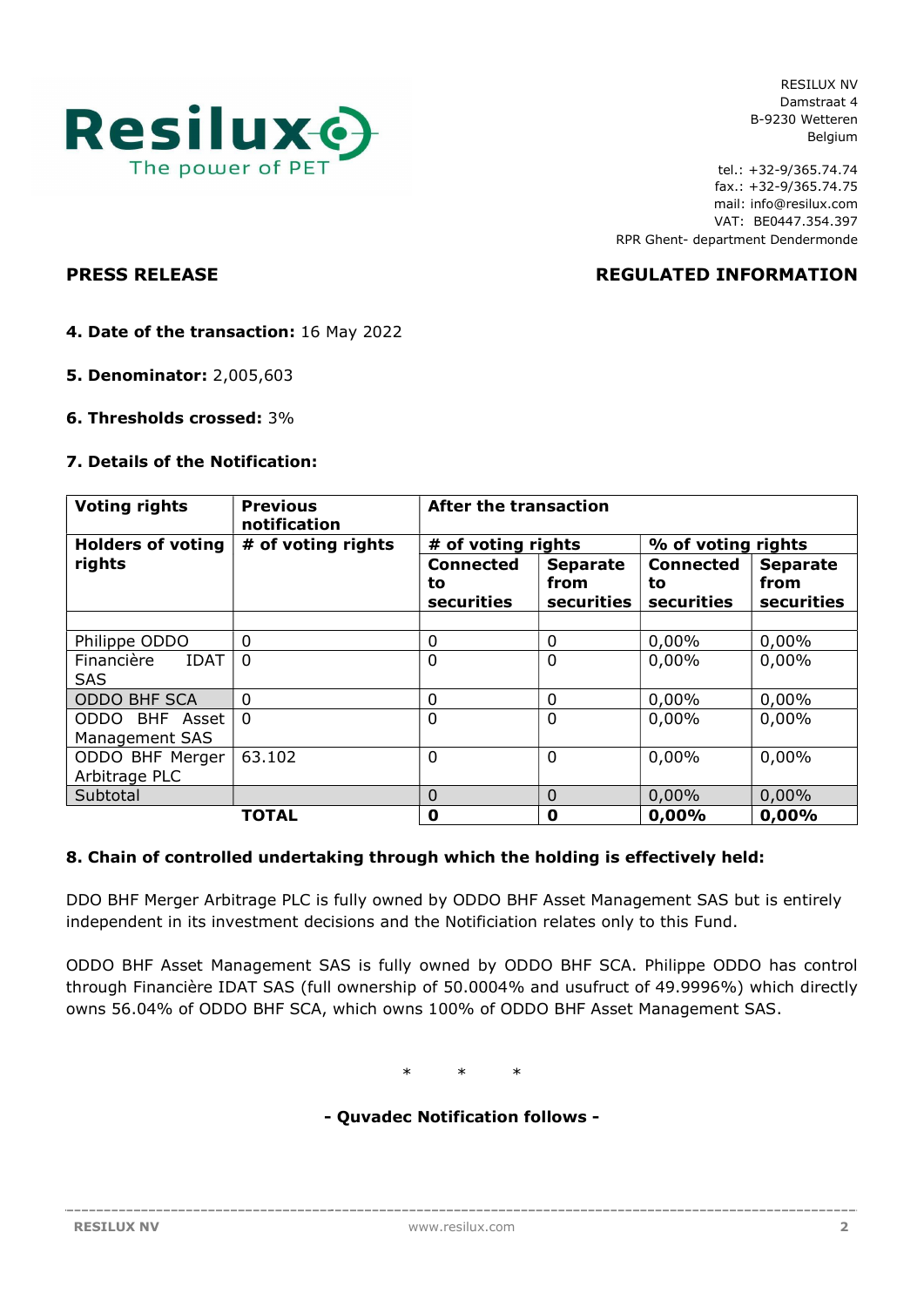**PRESS RELEASE** **REGULATED INFORMATION**

**4. Date of the transaction:** 16 May 2022

**5. Denominator:** 2,005,603

**6. Thresholds crossed:** 3%

**7. Details of the Notification:**

| Voting rights | Previous notification | After the transaction | | | |
|---|---|---|---|---|---|
| Holders of voting rights | # of voting rights | # of voting rights | | % of voting rights | |
| | | Connected to securities | Separate from securities | Connected to securities | Separate from securities |
| | | | | | |
| Philippe ODDO | 0 | 0 | 0 | 0,00% | 0,00% |
| Financière IDAT SAS | 0 | 0 | 0 | 0,00% | 0,00% |
| ODDO BHF SCA | 0 | 0 | 0 | 0,00% | 0,00% |
| ODDO BHF Asset Management SAS | 0 | 0 | 0 | 0,00% | 0,00% |
| ODDO BHF Merger Arbitrage PLC | 63.102 | 0 | 0 | 0,00% | 0,00% |
| Subtotal | | 0 | 0 | 0,00% | 0,00% |
| | **TOTAL** | **0** | **0** | **0,00%** | **0,00%** |

**8. Chain of controlled undertaking through which the holding is effectively held:**

DDO BHF Merger Arbitrage PLC is fully owned by ODDO BHF Asset Management SAS but is entirely independent in its investment decisions and the Notificiation relates only to this Fund.

ODDO BHF Asset Management SAS is fully owned by ODDO BHF SCA. Philippe ODDO has control through Financière IDAT SAS (full ownership of 50.0004% and usufruct of 49.9996%) which directly owns 56.04% of ODDO BHF SCA, which owns 100% of ODDO BHF Asset Management SAS.

\*    \*    \*

**- Quvadec Notification follows -**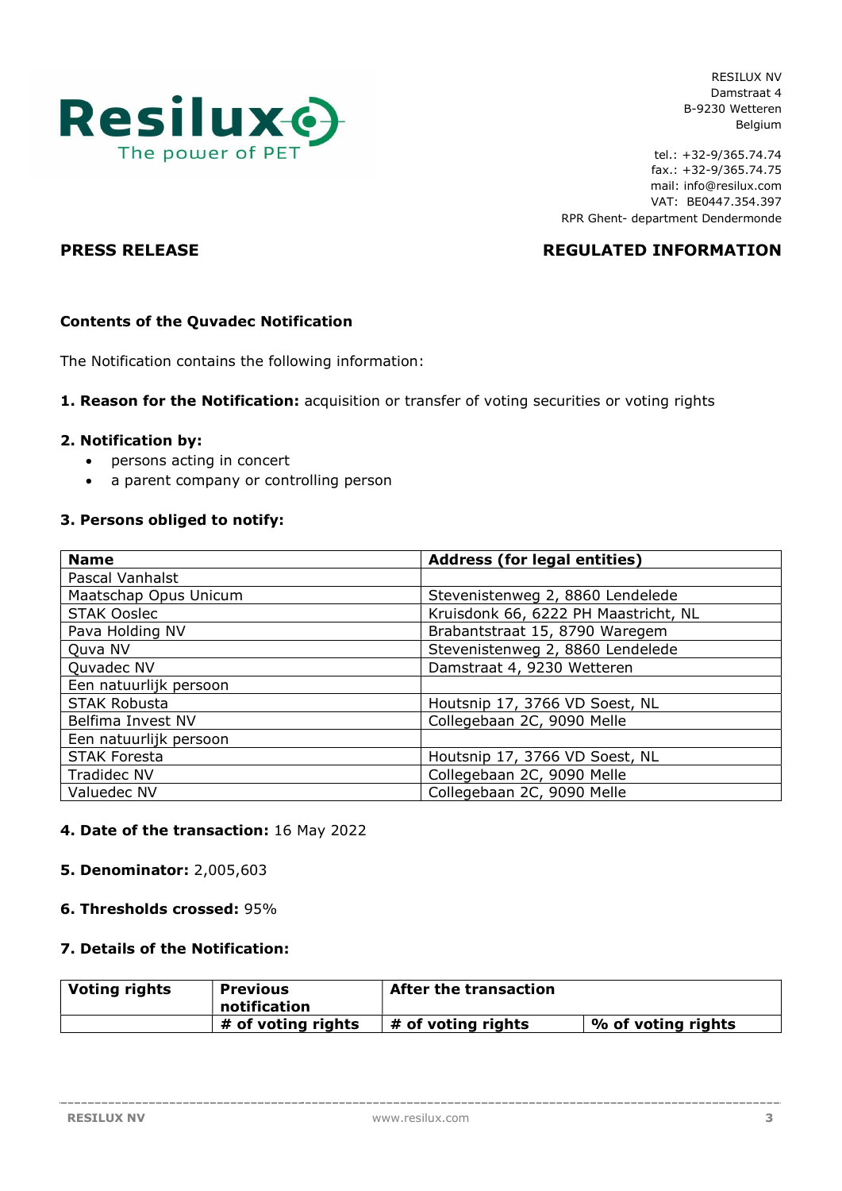RESILUX NV
Damstraat 4
B-9230 Wetteren
Belgium

tel.: +32-9/365.74.74
fax.: +32-9/365.74.75
mail: info@resilux.com
VAT: BE0447.354.397
RPR Ghent- department Dendermonde

**PRESS RELEASE** **REGULATED INFORMATION**

### Contents of the Quvadec Notification

The Notification contains the following information:

**1. Reason for the Notification:** acquisition or transfer of voting securities or voting rights

**2. Notification by:**

- persons acting in concert
- a parent company or controlling person

**3. Persons obliged to notify:**

| Name | Address (for legal entities) |
|---|---|
| Pascal Vanhalst | |
| Maatschap Opus Unicum | Stevenistenweg 2, 8860 Lendelede |
| STAK Ooslec | Kruisdonk 66, 6222 PH Maastricht, NL |
| Pava Holding NV | Brabantstraat 15, 8790 Waregem |
| Quva NV | Stevenistenweg 2, 8860 Lendelede |
| Quvadec NV | Damstraat 4, 9230 Wetteren |
| Een natuurlijk persoon | |
| STAK Robusta | Houtsnip 17, 3766 VD Soest, NL |
| Belfima Invest NV | Collegebaan 2C, 9090 Melle |
| Een natuurlijk persoon | |
| STAK Foresta | Houtsnip 17, 3766 VD Soest, NL |
| Tradidec NV | Collegebaan 2C, 9090 Melle |
| Valuedec NV | Collegebaan 2C, 9090 Melle |

**4. Date of the transaction:** 16 May 2022

**5. Denominator:** 2,005,603

**6. Thresholds crossed:** 95%

**7. Details of the Notification:**

| Voting rights | Previous notification | After the transaction | |
|---|---|---|---|
| | # of voting rights | # of voting rights | % of voting rights |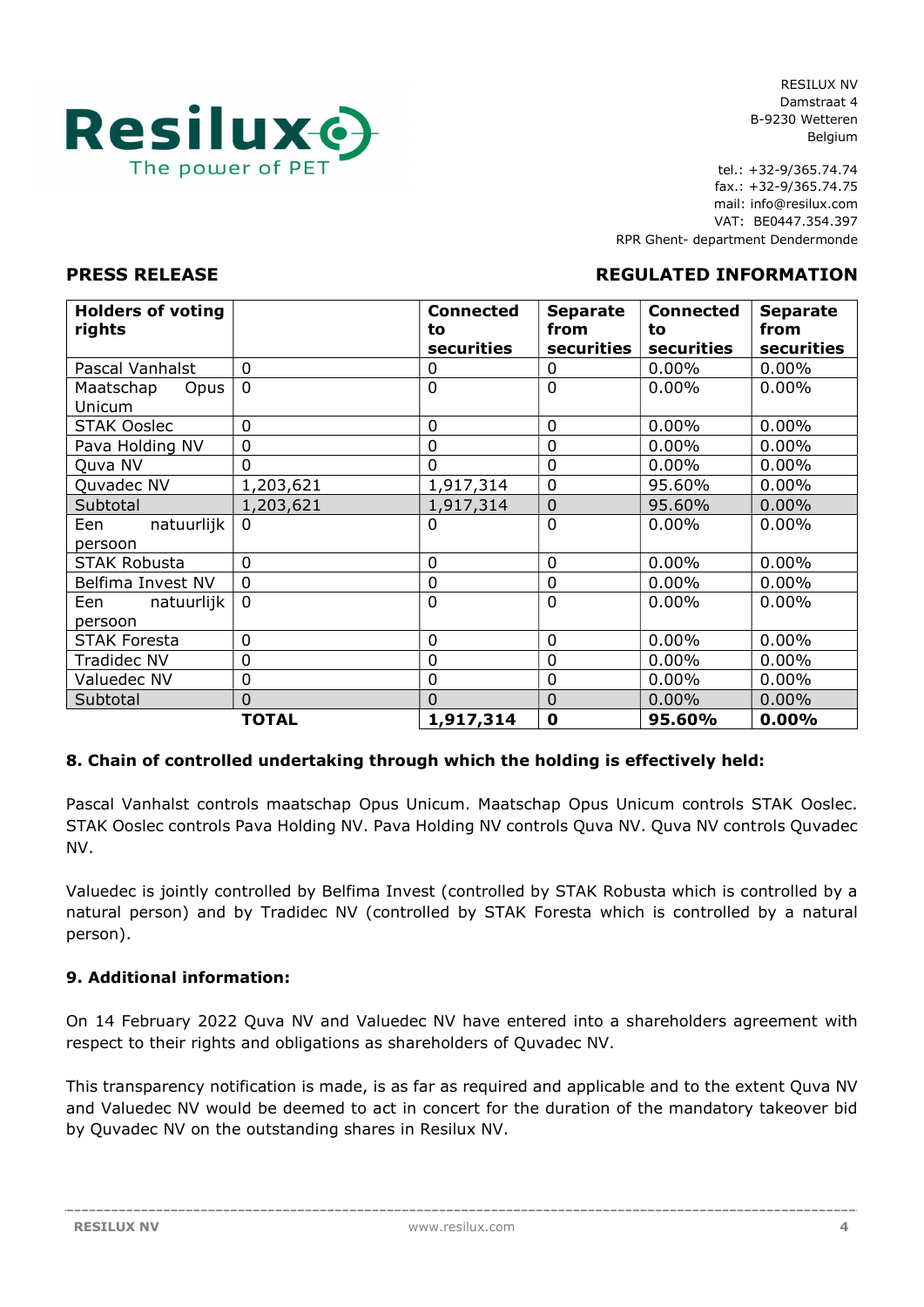RESILUX NV
Damstraat 4
B-9230 Wetteren
Belgium

tel.: +32-9/365.74.74
fax.: +32-9/365.74.75
mail: info@resilux.com
VAT: BE0447.354.397
RPR Ghent- department Dendermonde

**PRESS RELEASE** **REGULATED INFORMATION**

| Holders of voting rights | | Connected to securities | Separate from securities | Connected to securities | Separate from securities |
|---|---|---|---|---|---|
| Pascal Vanhalst | 0 | 0 | 0 | 0.00% | 0.00% |
| Maatschap Opus Unicum | 0 | 0 | 0 | 0.00% | 0.00% |
| STAK Ooslec | 0 | 0 | 0 | 0.00% | 0.00% |
| Pava Holding NV | 0 | 0 | 0 | 0.00% | 0.00% |
| Quva NV | 0 | 0 | 0 | 0.00% | 0.00% |
| Quvadec NV | 1,203,621 | 1,917,314 | 0 | 95.60% | 0.00% |
| Subtotal | 1,203,621 | 1,917,314 | 0 | 95.60% | 0.00% |
| Een natuurlijk persoon | 0 | 0 | 0 | 0.00% | 0.00% |
| STAK Robusta | 0 | 0 | 0 | 0.00% | 0.00% |
| Belfima Invest NV | 0 | 0 | 0 | 0.00% | 0.00% |
| Een natuurlijk persoon | 0 | 0 | 0 | 0.00% | 0.00% |
| STAK Foresta | 0 | 0 | 0 | 0.00% | 0.00% |
| Tradidec NV | 0 | 0 | 0 | 0.00% | 0.00% |
| Valuedec NV | 0 | 0 | 0 | 0.00% | 0.00% |
| Subtotal | 0 | 0 | 0 | 0.00% | 0.00% |
| | **TOTAL** | **1,917,314** | **0** | **95.60%** | **0.00%** |

**8. Chain of controlled undertaking through which the holding is effectively held:**

Pascal Vanhalst controls maatschap Opus Unicum. Maatschap Opus Unicum controls STAK Ooslec. STAK Ooslec controls Pava Holding NV. Pava Holding NV controls Quva NV. Quva NV controls Quvadec NV.

Valuedec is jointly controlled by Belfima Invest (controlled by STAK Robusta which is controlled by a natural person) and by Tradidec NV (controlled by STAK Foresta which is controlled by a natural person).

**9. Additional information:**

On 14 February 2022 Quva NV and Valuedec NV have entered into a shareholders agreement with respect to their rights and obligations as shareholders of Quvadec NV.

This transparency notification is made, is as far as required and applicable and to the extent Quva NV and Valuedec NV would be deemed to act in concert for the duration of the mandatory takeover bid by Quvadec NV on the outstanding shares in Resilux NV.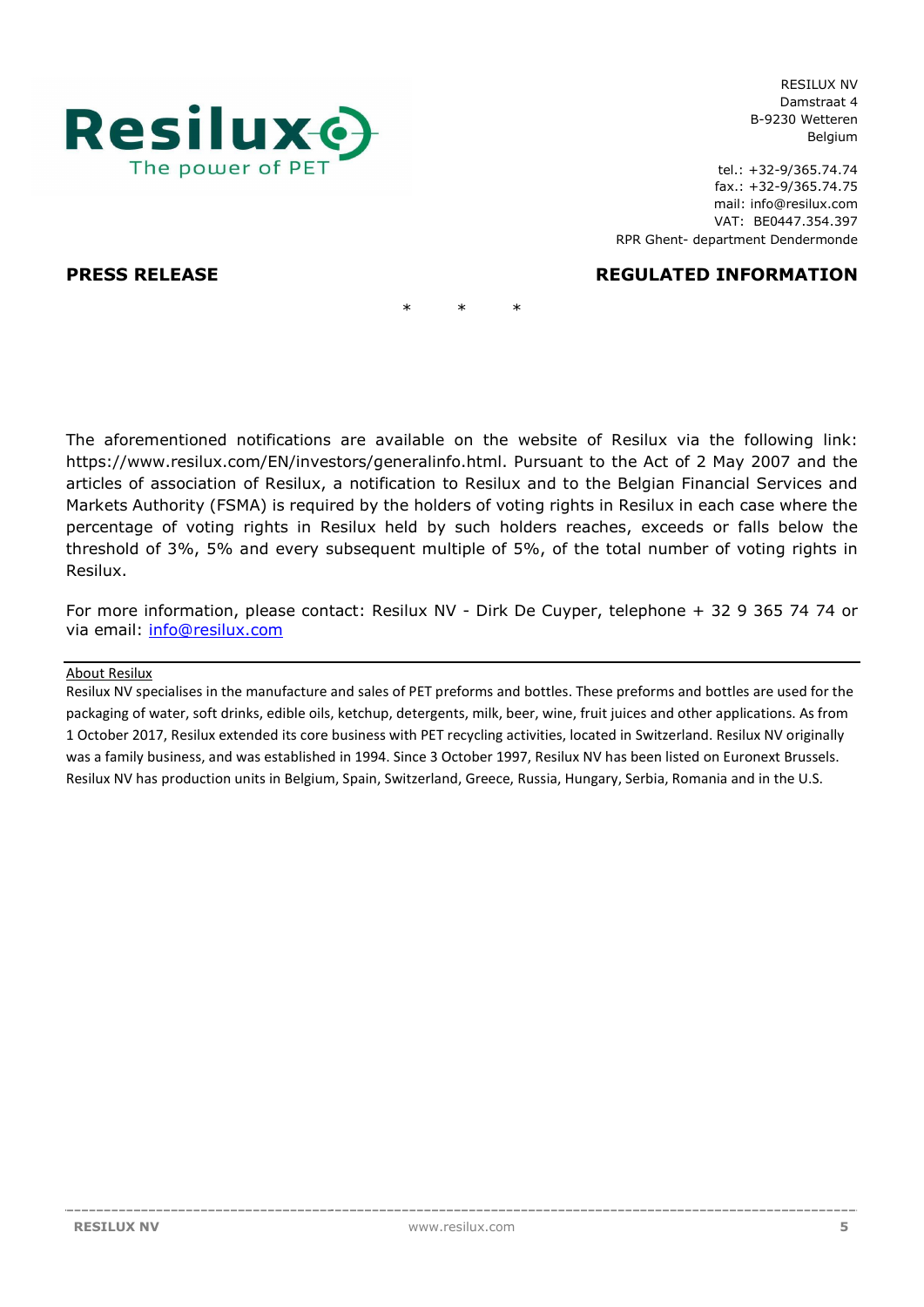RESILUX NV
Damstraat 4
B-9230 Wetteren
Belgium

tel.: +32-9/365.74.74
fax.: +32-9/365.74.75
mail: info@resilux.com
VAT: BE0447.354.397
RPR Ghent- department Dendermonde

**PRESS RELEASE** **REGULATED INFORMATION**

\* \* \*

The aforementioned notifications are available on the website of Resilux via the following link: https://www.resilux.com/EN/investors/generalinfo.html. Pursuant to the Act of 2 May 2007 and the articles of association of Resilux, a notification to Resilux and to the Belgian Financial Services and Markets Authority (FSMA) is required by the holders of voting rights in Resilux in each case where the percentage of voting rights in Resilux held by such holders reaches, exceeds or falls below the threshold of 3%, 5% and every subsequent multiple of 5%, of the total number of voting rights in Resilux.

For more information, please contact: Resilux NV - Dirk De Cuyper, telephone + 32 9 365 74 74 or via email: info@resilux.com

---

About Resilux

Resilux NV specialises in the manufacture and sales of PET preforms and bottles. These preforms and bottles are used for the packaging of water, soft drinks, edible oils, ketchup, detergents, milk, beer, wine, fruit juices and other applications. As from 1 October 2017, Resilux extended its core business with PET recycling activities, located in Switzerland. Resilux NV originally was a family business, and was established in 1994. Since 3 October 1997, Resilux NV has been listed on Euronext Brussels. Resilux NV has production units in Belgium, Spain, Switzerland, Greece, Russia, Hungary, Serbia, Romania and in the U.S.